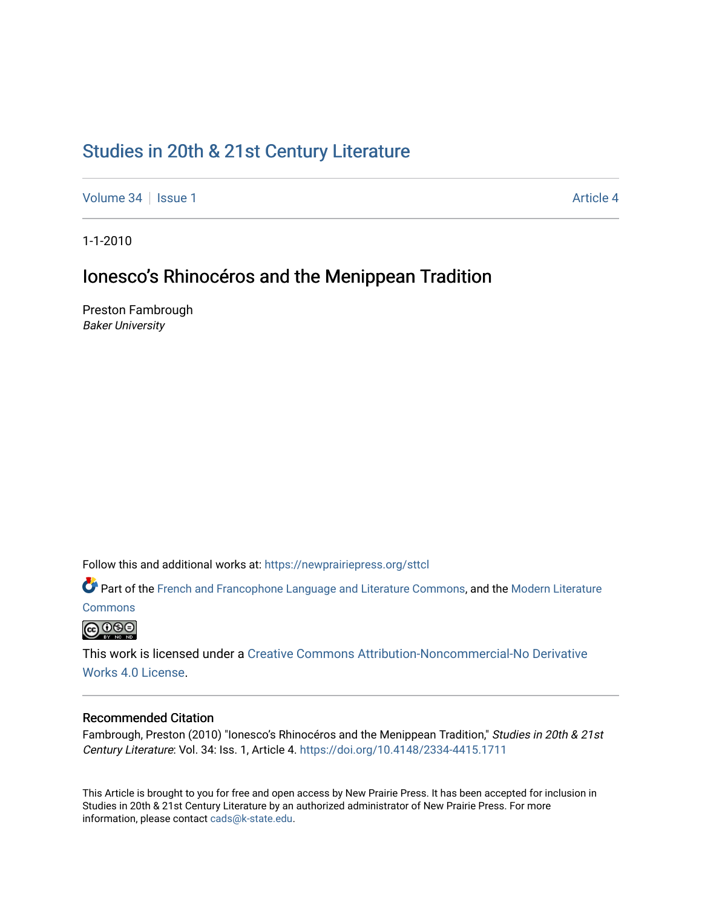# Studies in 20th & 21st Century Literature

Volume 34 | Issue 1 | Article 4

1-1-2010

## Ionesco's Rhinocéros and the Menippean Tradition

Preston Fambrough
*Baker University*

Follow this and additional works at: https://newprairiepress.org/sttcl

Part of the French and Francophone Language and Literature Commons, and the Modern Literature Commons

This work is licensed under a Creative Commons Attribution-Noncommercial-No Derivative Works 4.0 License.

### Recommended Citation

Fambrough, Preston (2010) "Ionesco's Rhinocéros and the Menippean Tradition," *Studies in 20th & 21st Century Literature*: Vol. 34: Iss. 1, Article 4. https://doi.org/10.4148/2334-4415.1711

This Article is brought to you for free and open access by New Prairie Press. It has been accepted for inclusion in Studies in 20th & 21st Century Literature by an authorized administrator of New Prairie Press. For more information, please contact cads@k-state.edu.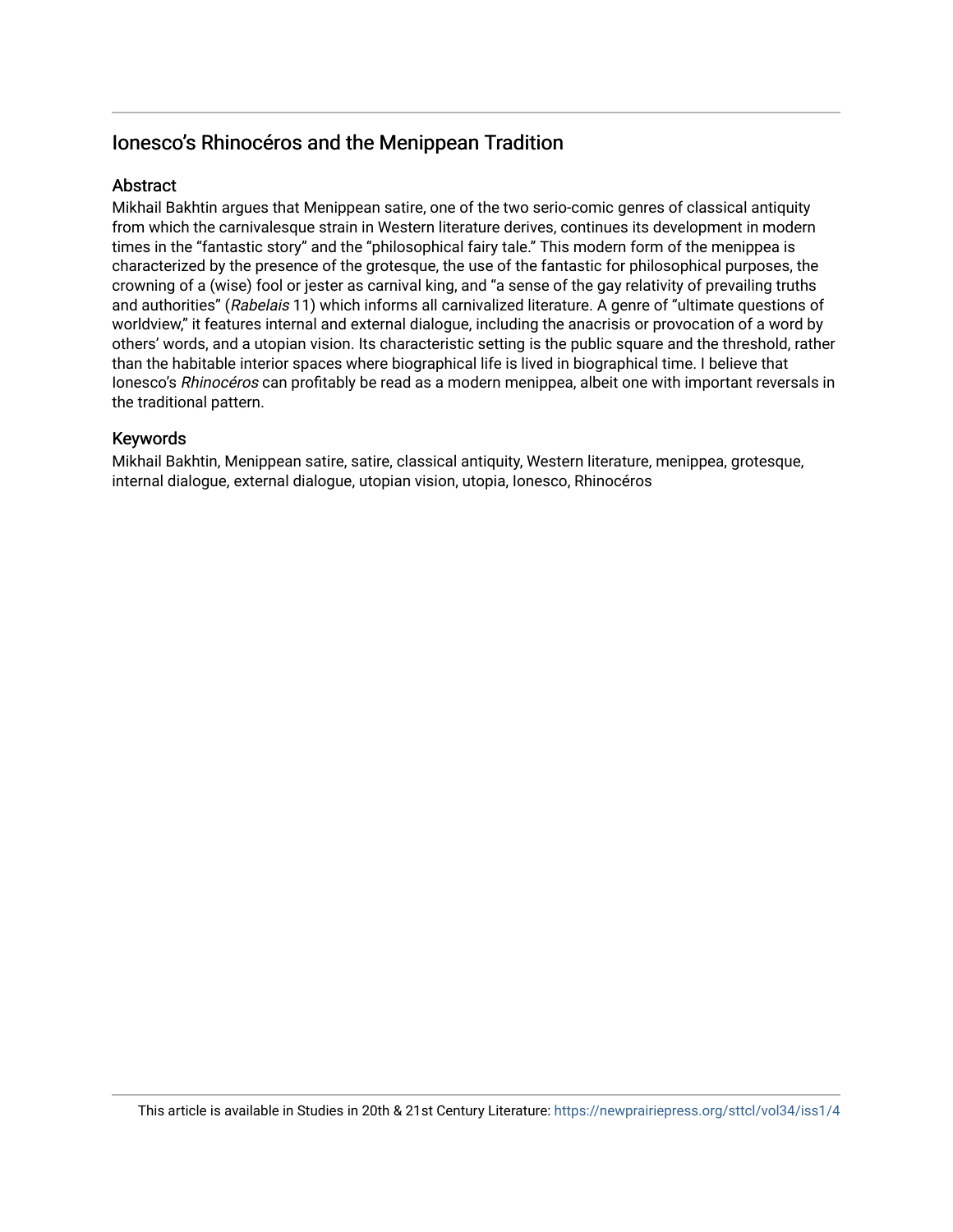## Ionesco's Rhinocéros and the Menippean Tradition

### Abstract

Mikhail Bakhtin argues that Menippean satire, one of the two serio-comic genres of classical antiquity from which the carnivalesque strain in Western literature derives, continues its development in modern times in the "fantastic story" and the "philosophical fairy tale." This modern form of the menippea is characterized by the presence of the grotesque, the use of the fantastic for philosophical purposes, the crowning of a (wise) fool or jester as carnival king, and "a sense of the gay relativity of prevailing truths and authorities" (*Rabelais* 11) which informs all carnivalized literature. A genre of "ultimate questions of worldview," it features internal and external dialogue, including the anacrisis or provocation of a word by others' words, and a utopian vision. Its characteristic setting is the public square and the threshold, rather than the habitable interior spaces where biographical life is lived in biographical time. I believe that Ionesco's *Rhinocéros* can profitably be read as a modern menippea, albeit one with important reversals in the traditional pattern.

### Keywords

Mikhail Bakhtin, Menippean satire, satire, classical antiquity, Western literature, menippea, grotesque, internal dialogue, external dialogue, utopian vision, utopia, Ionesco, Rhinocéros

This article is available in Studies in 20th & 21st Century Literature: https://newprairiepress.org/sttcl/vol34/iss1/4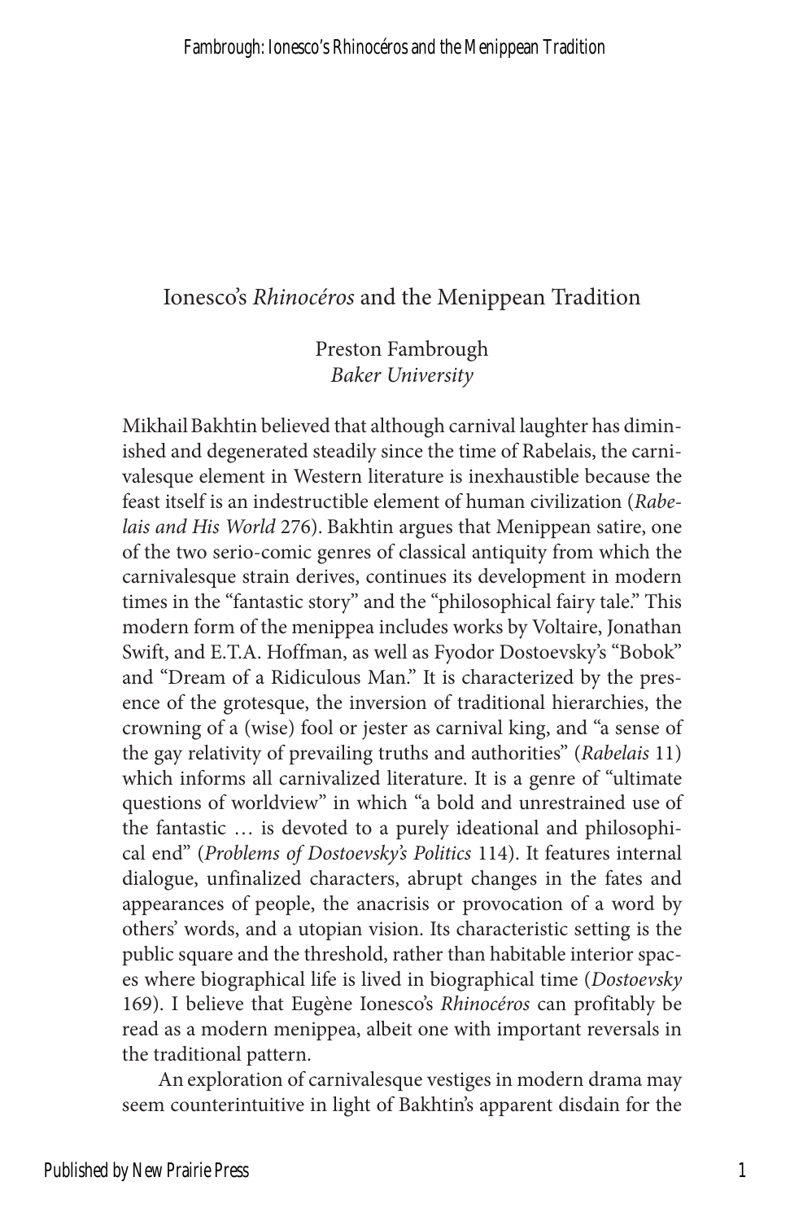# Ionesco's *Rhinocéros* and the Menippean Tradition

Preston Fambrough
*Baker University*

Mikhail Bakhtin believed that although carnival laughter has diminished and degenerated steadily since the time of Rabelais, the carnivalesque element in Western literature is inexhaustible because the feast itself is an indestructible element of human civilization (*Rabelais and His World* 276). Bakhtin argues that Menippean satire, one of the two serio-comic genres of classical antiquity from which the carnivalesque strain derives, continues its development in modern times in the "fantastic story" and the "philosophical fairy tale." This modern form of the menippea includes works by Voltaire, Jonathan Swift, and E.T.A. Hoffman, as well as Fyodor Dostoevsky's "Bobok" and "Dream of a Ridiculous Man." It is characterized by the presence of the grotesque, the inversion of traditional hierarchies, the crowning of a (wise) fool or jester as carnival king, and "a sense of the gay relativity of prevailing truths and authorities" (*Rabelais* 11) which informs all carnivalized literature. It is a genre of "ultimate questions of worldview" in which "a bold and unrestrained use of the fantastic … is devoted to a purely ideational and philosophical end" (*Problems of Dostoevsky's Politics* 114). It features internal dialogue, unfinalized characters, abrupt changes in the fates and appearances of people, the anacrisis or provocation of a word by others' words, and a utopian vision. Its characteristic setting is the public square and the threshold, rather than habitable interior spaces where biographical life is lived in biographical time (*Dostoevsky* 169). I believe that Eugène Ionesco's *Rhinocéros* can profitably be read as a modern menippea, albeit one with important reversals in the traditional pattern.

An exploration of carnivalesque vestiges in modern drama may seem counterintuitive in light of Bakhtin's apparent disdain for the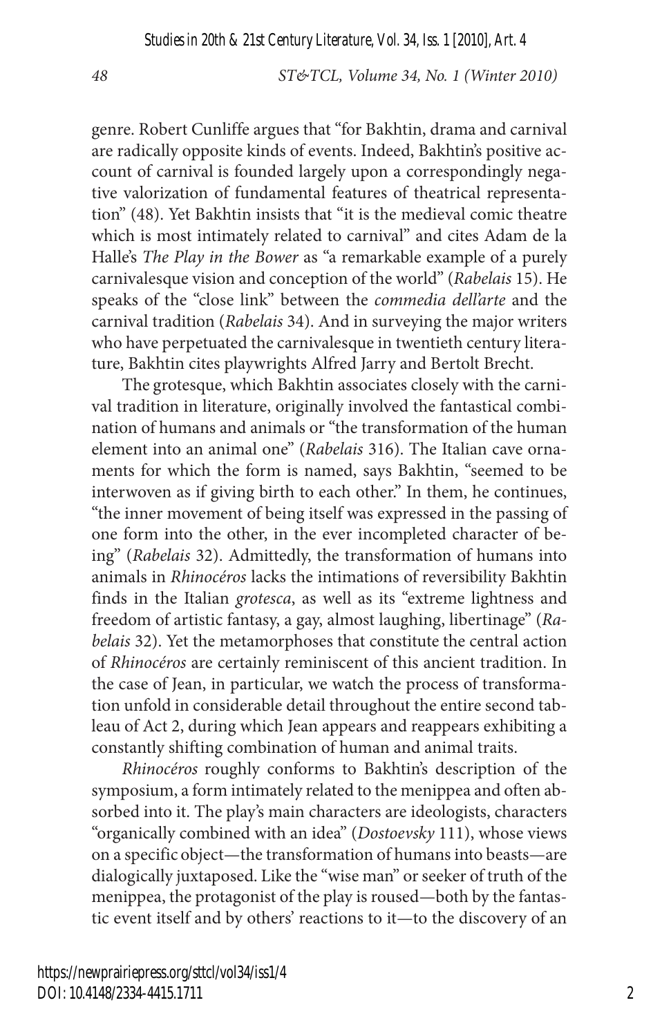genre. Robert Cunliffe argues that "for Bakhtin, drama and carnival are radically opposite kinds of events. Indeed, Bakhtin's positive account of carnival is founded largely upon a correspondingly negative valorization of fundamental features of theatrical representation" (48). Yet Bakhtin insists that "it is the medieval comic theatre which is most intimately related to carnival" and cites Adam de la Halle's *The Play in the Bower* as "a remarkable example of a purely carnivalesque vision and conception of the world" (*Rabelais* 15). He speaks of the "close link" between the *commedia dell'arte* and the carnival tradition (*Rabelais* 34). And in surveying the major writers who have perpetuated the carnivalesque in twentieth century literature, Bakhtin cites playwrights Alfred Jarry and Bertolt Brecht.

The grotesque, which Bakhtin associates closely with the carnival tradition in literature, originally involved the fantastical combination of humans and animals or "the transformation of the human element into an animal one" (*Rabelais* 316). The Italian cave ornaments for which the form is named, says Bakhtin, "seemed to be interwoven as if giving birth to each other." In them, he continues, "the inner movement of being itself was expressed in the passing of one form into the other, in the ever incompleted character of being" (*Rabelais* 32). Admittedly, the transformation of humans into animals in *Rhinocéros* lacks the intimations of reversibility Bakhtin finds in the Italian *grotesca*, as well as its "extreme lightness and freedom of artistic fantasy, a gay, almost laughing, libertinage" (*Rabelais* 32). Yet the metamorphoses that constitute the central action of *Rhinocéros* are certainly reminiscent of this ancient tradition. In the case of Jean, in particular, we watch the process of transformation unfold in considerable detail throughout the entire second tableau of Act 2, during which Jean appears and reappears exhibiting a constantly shifting combination of human and animal traits.

*Rhinocéros* roughly conforms to Bakhtin's description of the symposium, a form intimately related to the menippea and often absorbed into it. The play's main characters are ideologists, characters "organically combined with an idea" (*Dostoevsky* 111), whose views on a specific object—the transformation of humans into beasts—are dialogically juxtaposed. Like the "wise man" or seeker of truth of the menippea, the protagonist of the play is roused—both by the fantastic event itself and by others' reactions to it—to the discovery of an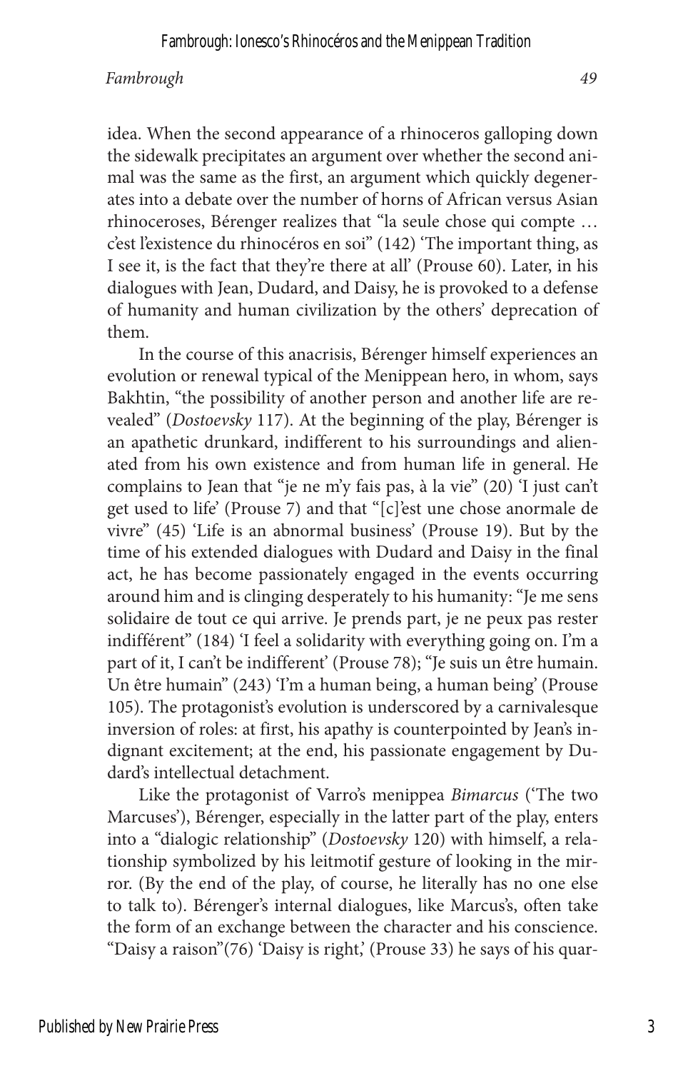idea. When the second appearance of a rhinoceros galloping down the sidewalk precipitates an argument over whether the second animal was the same as the first, an argument which quickly degenerates into a debate over the number of horns of African versus Asian rhinoceroses, Bérenger realizes that "la seule chose qui compte … c'est l'existence du rhinocéros en soi" (142) 'The important thing, as I see it, is the fact that they're there at all' (Prouse 60). Later, in his dialogues with Jean, Dudard, and Daisy, he is provoked to a defense of humanity and human civilization by the others' deprecation of them.

In the course of this anacrisis, Bérenger himself experiences an evolution or renewal typical of the Menippean hero, in whom, says Bakhtin, "the possibility of another person and another life are revealed" (*Dostoevsky* 117). At the beginning of the play, Bérenger is an apathetic drunkard, indifferent to his surroundings and alienated from his own existence and from human life in general. He complains to Jean that "je ne m'y fais pas, à la vie" (20) 'I just can't get used to life' (Prouse 7) and that "[c]'est une chose anormale de vivre" (45) 'Life is an abnormal business' (Prouse 19). But by the time of his extended dialogues with Dudard and Daisy in the final act, he has become passionately engaged in the events occurring around him and is clinging desperately to his humanity: "Je me sens solidaire de tout ce qui arrive. Je prends part, je ne peux pas rester indifférent" (184) 'I feel a solidarity with everything going on. I'm a part of it, I can't be indifferent' (Prouse 78); "Je suis un être humain. Un être humain" (243) 'I'm a human being, a human being' (Prouse 105). The protagonist's evolution is underscored by a carnivalesque inversion of roles: at first, his apathy is counterpointed by Jean's indignant excitement; at the end, his passionate engagement by Dudard's intellectual detachment.

Like the protagonist of Varro's menippea *Bimarcus* ('The two Marcuses'), Bérenger, especially in the latter part of the play, enters into a "dialogic relationship" (*Dostoevsky* 120) with himself, a relationship symbolized by his leitmotif gesture of looking in the mirror. (By the end of the play, of course, he literally has no one else to talk to). Bérenger's internal dialogues, like Marcus's, often take the form of an exchange between the character and his conscience. "Daisy a raison"(76) 'Daisy is right,' (Prouse 33) he says of his quar-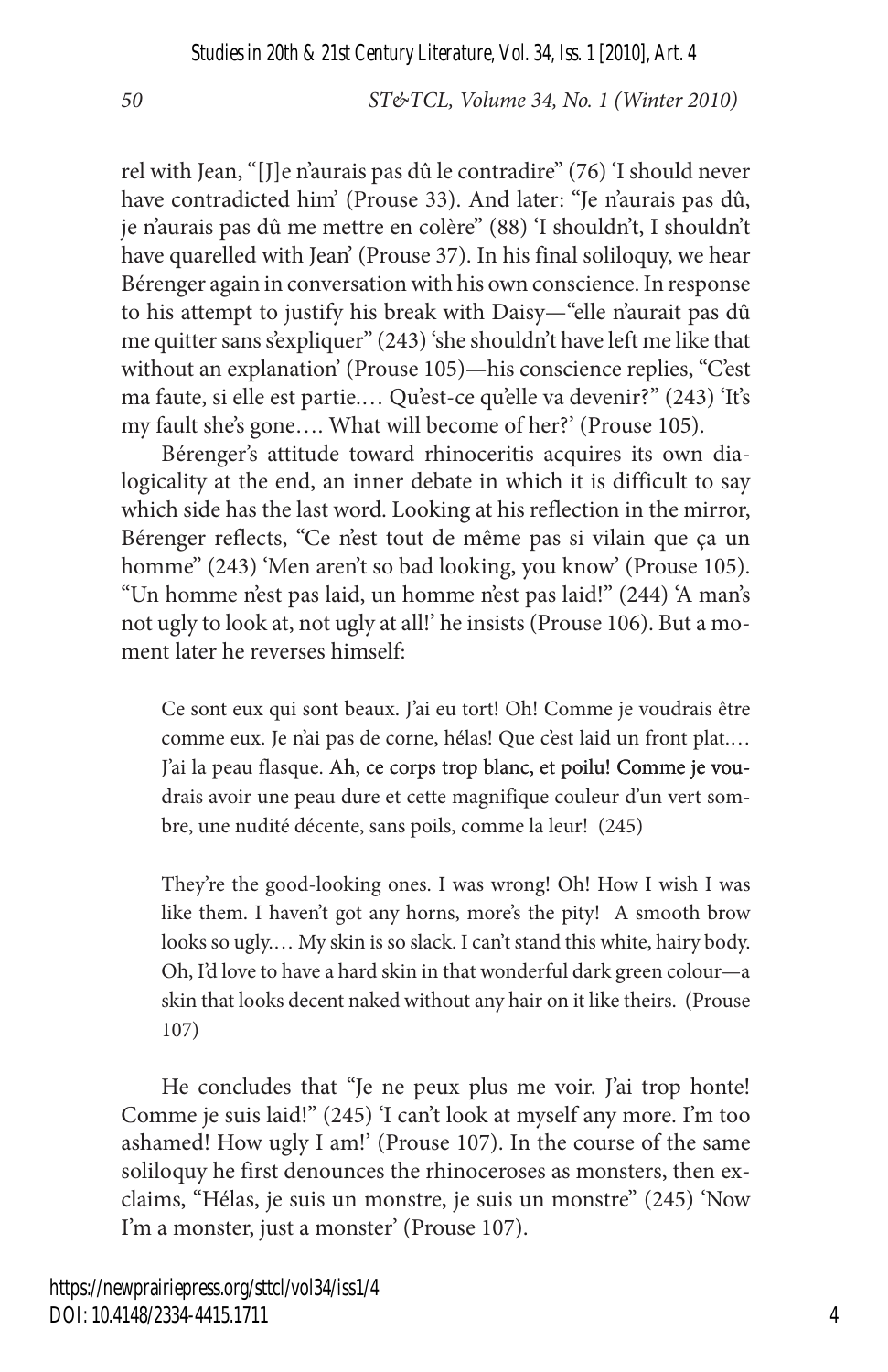rel with Jean, "[J]e n'aurais pas dû le contradire" (76) 'I should never have contradicted him' (Prouse 33). And later: "Je n'aurais pas dû, je n'aurais pas dû me mettre en colère" (88) 'I shouldn't, I shouldn't have quarelled with Jean' (Prouse 37). In his final soliloquy, we hear Bérenger again in conversation with his own conscience. In response to his attempt to justify his break with Daisy—"elle n'aurait pas dû me quitter sans s'expliquer" (243) 'she shouldn't have left me like that without an explanation' (Prouse 105)—his conscience replies, "C'est ma faute, si elle est partie.… Qu'est-ce qu'elle va devenir?" (243) 'It's my fault she's gone…. What will become of her?' (Prouse 105).

Bérenger's attitude toward rhinoceritis acquires its own dialogicality at the end, an inner debate in which it is difficult to say which side has the last word. Looking at his reflection in the mirror, Bérenger reflects, "Ce n'est tout de même pas si vilain que ça un homme" (243) 'Men aren't so bad looking, you know' (Prouse 105). "Un homme n'est pas laid, un homme n'est pas laid!" (244) 'A man's not ugly to look at, not ugly at all!' he insists (Prouse 106). But a moment later he reverses himself:

> Ce sont eux qui sont beaux. J'ai eu tort! Oh! Comme je voudrais être comme eux. Je n'ai pas de corne, hélas! Que c'est laid un front plat.… J'ai la peau flasque. Ah, ce corps trop blanc, et poilu! Comme je voudrais avoir une peau dure et cette magnifique couleur d'un vert sombre, une nudité décente, sans poils, comme la leur! (245)

> They're the good-looking ones. I was wrong! Oh! How I wish I was like them. I haven't got any horns, more's the pity! A smooth brow looks so ugly.… My skin is so slack. I can't stand this white, hairy body. Oh, I'd love to have a hard skin in that wonderful dark green colour—a skin that looks decent naked without any hair on it like theirs. (Prouse 107)

He concludes that "Je ne peux plus me voir. J'ai trop honte! Comme je suis laid!" (245) 'I can't look at myself any more. I'm too ashamed! How ugly I am!' (Prouse 107). In the course of the same soliloquy he first denounces the rhinoceroses as monsters, then exclaims, "Hélas, je suis un monstre, je suis un monstre" (245) 'Now I'm a monster, just a monster' (Prouse 107).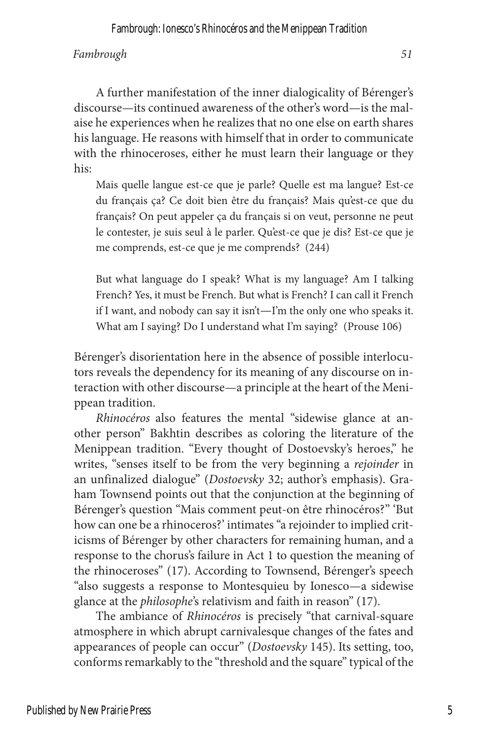A further manifestation of the inner dialogicality of Bérenger's discourse—its continued awareness of the other's word—is the malaise he experiences when he realizes that no one else on earth shares his language. He reasons with himself that in order to communicate with the rhinoceroses, either he must learn their language or they his:

> Mais quelle langue est-ce que je parle? Quelle est ma langue? Est-ce du français ça? Ce doit bien être du français? Mais qu'est-ce que du français? On peut appeler ça du français si on veut, personne ne peut le contester, je suis seul à le parler. Qu'est-ce que je dis? Est-ce que je me comprends, est-ce que je me comprends? (244)
>
> But what language do I speak? What is my language? Am I talking French? Yes, it must be French. But what is French? I can call it French if I want, and nobody can say it isn't—I'm the only one who speaks it. What am I saying? Do I understand what I'm saying? (Prouse 106)

Bérenger's disorientation here in the absence of possible interlocutors reveals the dependency for its meaning of any discourse on interaction with other discourse—a principle at the heart of the Menippean tradition.

*Rhinocéros* also features the mental "sidewise glance at another person" Bakhtin describes as coloring the literature of the Menippean tradition. "Every thought of Dostoevsky's heroes," he writes, "senses itself to be from the very beginning a *rejoinder* in an unfinalized dialogue" (*Dostoevsky* 32; author's emphasis). Graham Townsend points out that the conjunction at the beginning of Bérenger's question "Mais comment peut-on être rhinocéros?" 'But how can one be a rhinoceros?' intimates "a rejoinder to implied criticisms of Bérenger by other characters for remaining human, and a response to the chorus's failure in Act 1 to question the meaning of the rhinoceroses" (17). According to Townsend, Bérenger's speech "also suggests a response to Montesquieu by Ionesco—a sidewise glance at the *philosophe*'s relativism and faith in reason" (17).

The ambiance of *Rhinocéros* is precisely "that carnival-square atmosphere in which abrupt carnivalesque changes of the fates and appearances of people can occur" (*Dostoevsky* 145). Its setting, too, conforms remarkably to the "threshold and the square" typical of the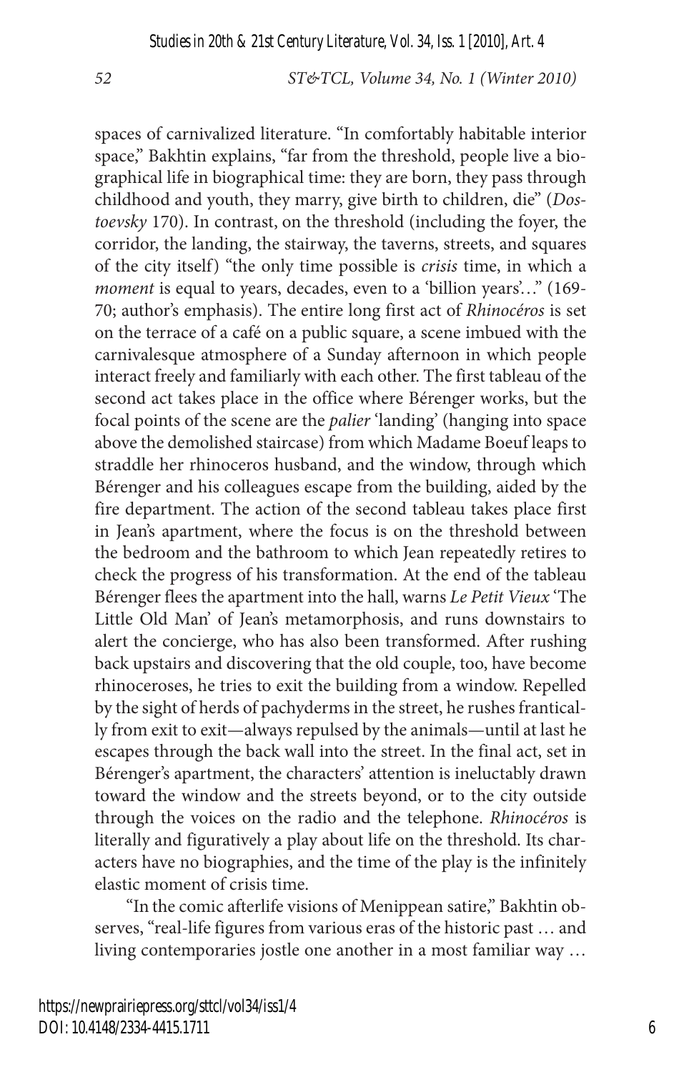spaces of carnivalized literature. "In comfortably habitable interior space," Bakhtin explains, "far from the threshold, people live a biographical life in biographical time: they are born, they pass through childhood and youth, they marry, give birth to children, die" (*Dostoevsky* 170). In contrast, on the threshold (including the foyer, the corridor, the landing, the stairway, the taverns, streets, and squares of the city itself) "the only time possible is *crisis* time, in which a *moment* is equal to years, decades, even to a 'billion years'…" (169-70; author's emphasis). The entire long first act of *Rhinocéros* is set on the terrace of a café on a public square, a scene imbued with the carnivalesque atmosphere of a Sunday afternoon in which people interact freely and familiarly with each other. The first tableau of the second act takes place in the office where Bérenger works, but the focal points of the scene are the *palier* 'landing' (hanging into space above the demolished staircase) from which Madame Boeuf leaps to straddle her rhinoceros husband, and the window, through which Bérenger and his colleagues escape from the building, aided by the fire department. The action of the second tableau takes place first in Jean's apartment, where the focus is on the threshold between the bedroom and the bathroom to which Jean repeatedly retires to check the progress of his transformation. At the end of the tableau Bérenger flees the apartment into the hall, warns *Le Petit Vieux* 'The Little Old Man' of Jean's metamorphosis, and runs downstairs to alert the concierge, who has also been transformed. After rushing back upstairs and discovering that the old couple, too, have become rhinoceroses, he tries to exit the building from a window. Repelled by the sight of herds of pachyderms in the street, he rushes frantically from exit to exit—always repulsed by the animals—until at last he escapes through the back wall into the street. In the final act, set in Bérenger's apartment, the characters' attention is ineluctably drawn toward the window and the streets beyond, or to the city outside through the voices on the radio and the telephone. *Rhinocéros* is literally and figuratively a play about life on the threshold. Its characters have no biographies, and the time of the play is the infinitely elastic moment of crisis time.

"In the comic afterlife visions of Menippean satire," Bakhtin observes, "real-life figures from various eras of the historic past … and living contemporaries jostle one another in a most familiar way …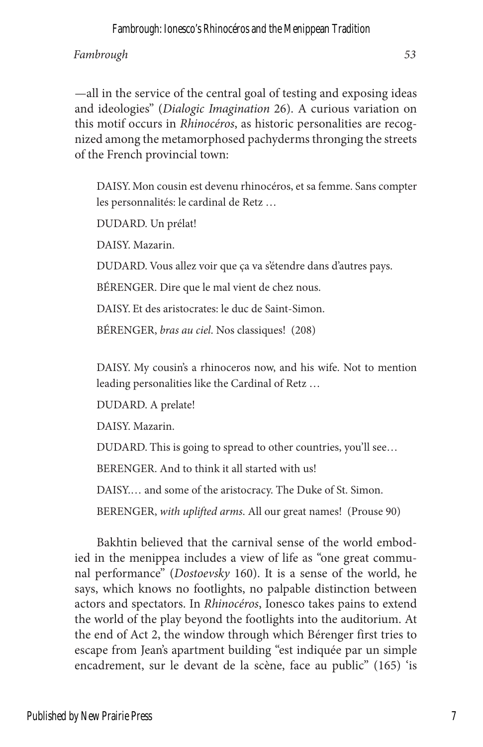—all in the service of the central goal of testing and exposing ideas and ideologies" (*Dialogic Imagination* 26). A curious variation on this motif occurs in *Rhinocéros*, as historic personalities are recognized among the metamorphosed pachyderms thronging the streets of the French provincial town:

> DAISY. Mon cousin est devenu rhinocéros, et sa femme. Sans compter les personnalités: le cardinal de Retz …
>
> DUDARD. Un prélat!
>
> DAISY. Mazarin.
>
> DUDARD. Vous allez voir que ça va s'étendre dans d'autres pays.
>
> BÉRENGER. Dire que le mal vient de chez nous.
>
> DAISY. Et des aristocrates: le duc de Saint-Simon.
>
> BÉRENGER, *bras au ciel*. Nos classiques! (208)

> DAISY. My cousin's a rhinoceros now, and his wife. Not to mention leading personalities like the Cardinal of Retz …
>
> DUDARD. A prelate!
>
> DAISY. Mazarin.
>
> DUDARD. This is going to spread to other countries, you'll see…
>
> BERENGER. And to think it all started with us!
>
> DAISY.… and some of the aristocracy. The Duke of St. Simon.
>
> BERENGER, *with uplifted arms*. All our great names! (Prouse 90)

Bakhtin believed that the carnival sense of the world embodied in the menippea includes a view of life as "one great communal performance" (*Dostoevsky* 160). It is a sense of the world, he says, which knows no footlights, no palpable distinction between actors and spectators. In *Rhinocéros*, Ionesco takes pains to extend the world of the play beyond the footlights into the auditorium. At the end of Act 2, the window through which Bérenger first tries to escape from Jean's apartment building "est indiquée par un simple encadrement, sur le devant de la scène, face au public" (165) 'is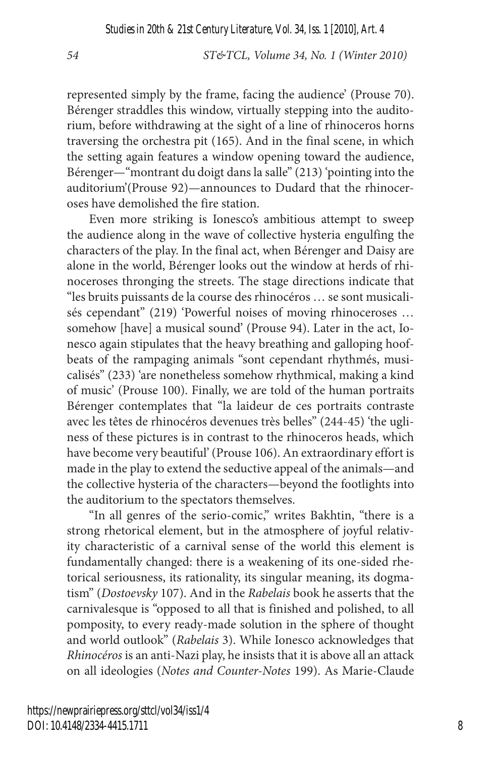represented simply by the frame, facing the audience' (Prouse 70). Bérenger straddles this window, virtually stepping into the auditorium, before withdrawing at the sight of a line of rhinoceros horns traversing the orchestra pit (165). And in the final scene, in which the setting again features a window opening toward the audience, Bérenger—"montrant du doigt dans la salle" (213) 'pointing into the auditorium'(Prouse 92)—announces to Dudard that the rhinoceroses have demolished the fire station.

Even more striking is Ionesco's ambitious attempt to sweep the audience along in the wave of collective hysteria engulfing the characters of the play. In the final act, when Bérenger and Daisy are alone in the world, Bérenger looks out the window at herds of rhinoceroses thronging the streets. The stage directions indicate that "les bruits puissants de la course des rhinocéros … se sont musicalisés cependant" (219) 'Powerful noises of moving rhinoceroses … somehow [have] a musical sound' (Prouse 94). Later in the act, Ionesco again stipulates that the heavy breathing and galloping hoofbeats of the rampaging animals "sont cependant rhythmés, musicalisés" (233) 'are nonetheless somehow rhythmical, making a kind of music' (Prouse 100). Finally, we are told of the human portraits Bérenger contemplates that "la laideur de ces portraits contraste avec les têtes de rhinocéros devenues très belles" (244-45) 'the ugliness of these pictures is in contrast to the rhinoceros heads, which have become very beautiful' (Prouse 106). An extraordinary effort is made in the play to extend the seductive appeal of the animals—and the collective hysteria of the characters—beyond the footlights into the auditorium to the spectators themselves.

"In all genres of the serio-comic," writes Bakhtin, "there is a strong rhetorical element, but in the atmosphere of joyful relativity characteristic of a carnival sense of the world this element is fundamentally changed: there is a weakening of its one-sided rhetorical seriousness, its rationality, its singular meaning, its dogmatism" (*Dostoevsky* 107). And in the *Rabelais* book he asserts that the carnivalesque is "opposed to all that is finished and polished, to all pomposity, to every ready-made solution in the sphere of thought and world outlook" (*Rabelais* 3). While Ionesco acknowledges that *Rhinocéros* is an anti-Nazi play, he insists that it is above all an attack on all ideologies (*Notes and Counter-Notes* 199). As Marie-Claude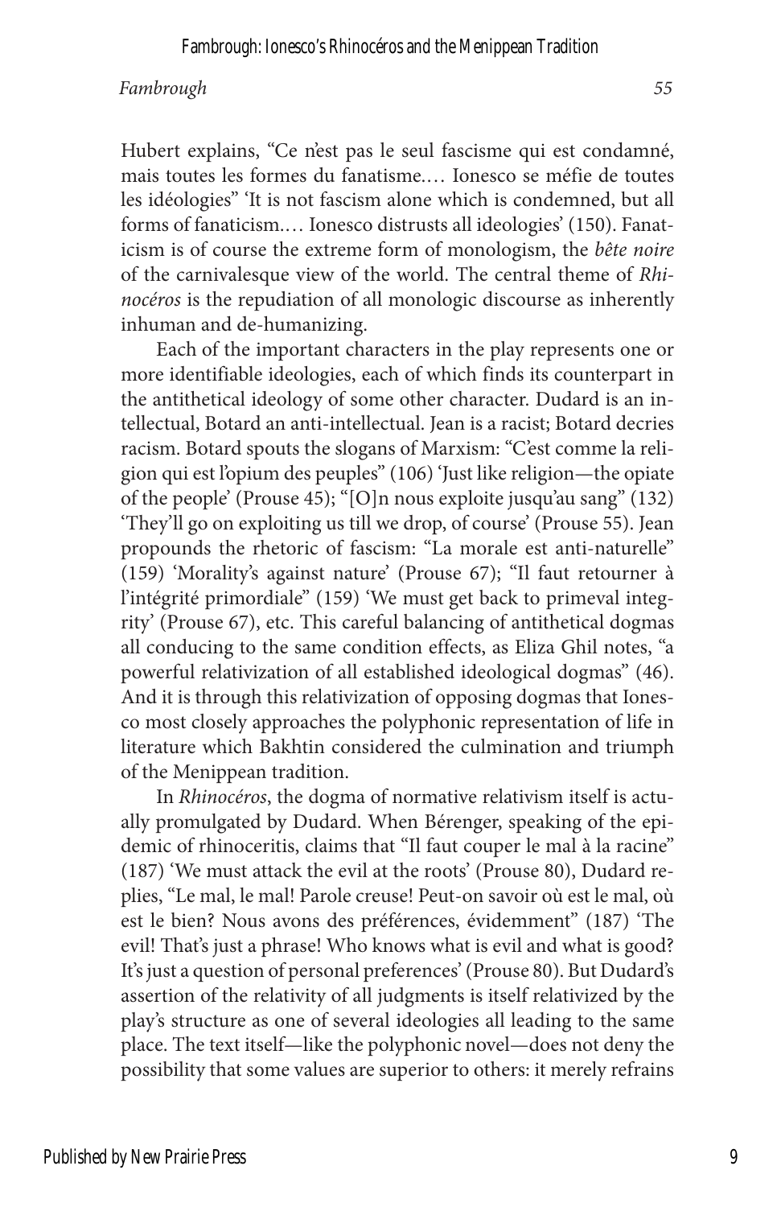Hubert explains, "Ce n'est pas le seul fascisme qui est condamné, mais toutes les formes du fanatisme.… Ionesco se méfie de toutes les idéologies" 'It is not fascism alone which is condemned, but all forms of fanaticism.… Ionesco distrusts all ideologies' (150). Fanaticism is of course the extreme form of monologism, the *bête noire* of the carnivalesque view of the world. The central theme of *Rhinocéros* is the repudiation of all monologic discourse as inherently inhuman and de-humanizing.

Each of the important characters in the play represents one or more identifiable ideologies, each of which finds its counterpart in the antithetical ideology of some other character. Dudard is an intellectual, Botard an anti-intellectual. Jean is a racist; Botard decries racism. Botard spouts the slogans of Marxism: "C'est comme la religion qui est l'opium des peuples" (106) 'Just like religion—the opiate of the people' (Prouse 45); "[O]n nous exploite jusqu'au sang" (132) 'They'll go on exploiting us till we drop, of course' (Prouse 55). Jean propounds the rhetoric of fascism: "La morale est anti-naturelle" (159) 'Morality's against nature' (Prouse 67); "Il faut retourner à l'intégrité primordiale" (159) 'We must get back to primeval integrity' (Prouse 67), etc. This careful balancing of antithetical dogmas all conducing to the same condition effects, as Eliza Ghil notes, "a powerful relativization of all established ideological dogmas" (46). And it is through this relativization of opposing dogmas that Ionesco most closely approaches the polyphonic representation of life in literature which Bakhtin considered the culmination and triumph of the Menippean tradition.

In *Rhinocéros*, the dogma of normative relativism itself is actually promulgated by Dudard. When Bérenger, speaking of the epidemic of rhinoceritis, claims that "Il faut couper le mal à la racine" (187) 'We must attack the evil at the roots' (Prouse 80), Dudard replies, "Le mal, le mal! Parole creuse! Peut-on savoir où est le mal, où est le bien? Nous avons des préférences, évidemment" (187) 'The evil! That's just a phrase! Who knows what is evil and what is good? It's just a question of personal preferences' (Prouse 80). But Dudard's assertion of the relativity of all judgments is itself relativized by the play's structure as one of several ideologies all leading to the same place. The text itself—like the polyphonic novel—does not deny the possibility that some values are superior to others: it merely refrains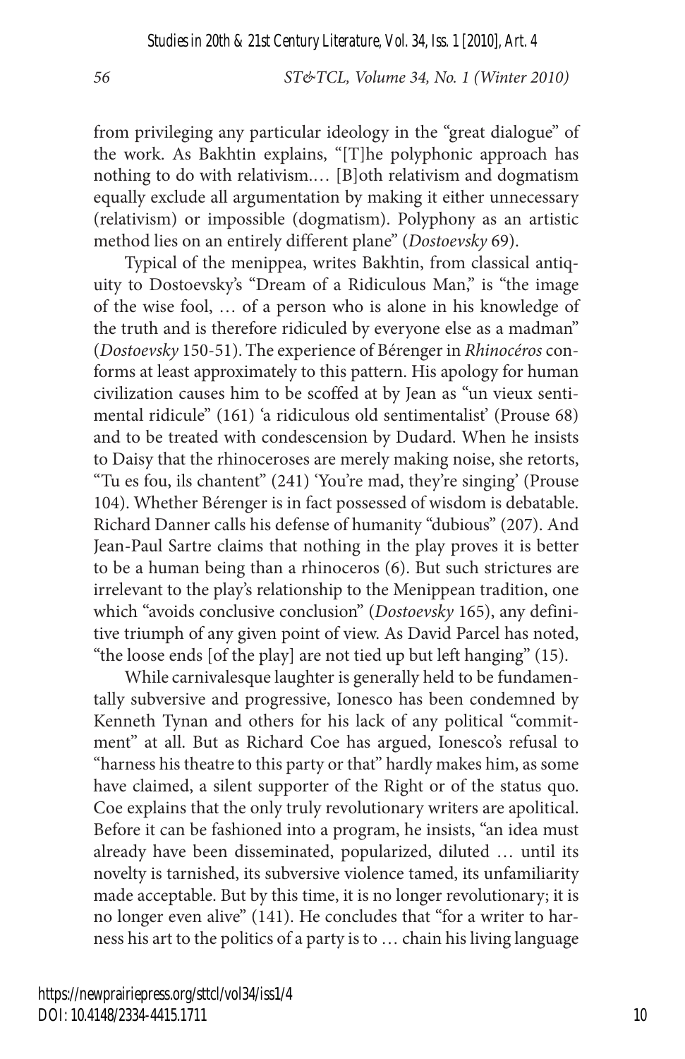from privileging any particular ideology in the "great dialogue" of the work. As Bakhtin explains, "[T]he polyphonic approach has nothing to do with relativism.… [B]oth relativism and dogmatism equally exclude all argumentation by making it either unnecessary (relativism) or impossible (dogmatism). Polyphony as an artistic method lies on an entirely different plane" (*Dostoevsky* 69).

Typical of the menippea, writes Bakhtin, from classical antiquity to Dostoevsky's "Dream of a Ridiculous Man," is "the image of the wise fool, … of a person who is alone in his knowledge of the truth and is therefore ridiculed by everyone else as a madman" (*Dostoevsky* 150-51). The experience of Bérenger in *Rhinocéros* conforms at least approximately to this pattern. His apology for human civilization causes him to be scoffed at by Jean as "un vieux sentimental ridicule" (161) 'a ridiculous old sentimentalist' (Prouse 68) and to be treated with condescension by Dudard. When he insists to Daisy that the rhinoceroses are merely making noise, she retorts, "Tu es fou, ils chantent" (241) 'You're mad, they're singing' (Prouse 104). Whether Bérenger is in fact possessed of wisdom is debatable. Richard Danner calls his defense of humanity "dubious" (207). And Jean-Paul Sartre claims that nothing in the play proves it is better to be a human being than a rhinoceros (6). But such strictures are irrelevant to the play's relationship to the Menippean tradition, one which "avoids conclusive conclusion" (*Dostoevsky* 165), any definitive triumph of any given point of view. As David Parcel has noted, "the loose ends [of the play] are not tied up but left hanging" (15).

While carnivalesque laughter is generally held to be fundamentally subversive and progressive, Ionesco has been condemned by Kenneth Tynan and others for his lack of any political "commitment" at all. But as Richard Coe has argued, Ionesco's refusal to "harness his theatre to this party or that" hardly makes him, as some have claimed, a silent supporter of the Right or of the status quo. Coe explains that the only truly revolutionary writers are apolitical. Before it can be fashioned into a program, he insists, "an idea must already have been disseminated, popularized, diluted … until its novelty is tarnished, its subversive violence tamed, its unfamiliarity made acceptable. But by this time, it is no longer revolutionary; it is no longer even alive" (141). He concludes that "for a writer to harness his art to the politics of a party is to … chain his living language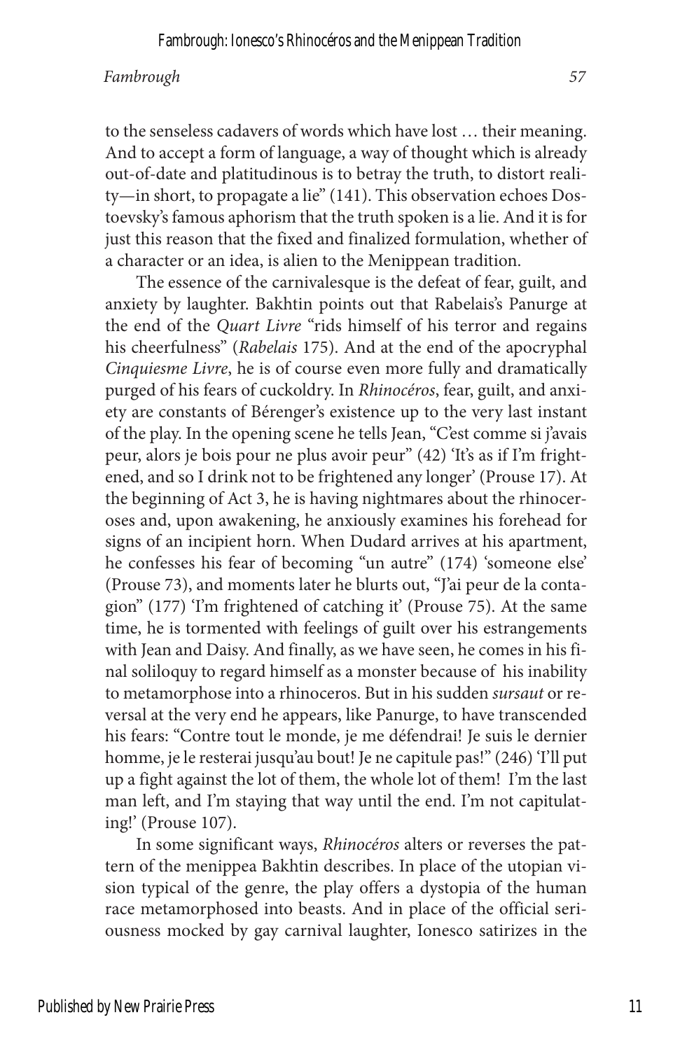to the senseless cadavers of words which have lost … their meaning. And to accept a form of language, a way of thought which is already out-of-date and platitudinous is to betray the truth, to distort reality—in short, to propagate a lie" (141). This observation echoes Dostoevsky's famous aphorism that the truth spoken is a lie. And it is for just this reason that the fixed and finalized formulation, whether of a character or an idea, is alien to the Menippean tradition.

The essence of the carnivalesque is the defeat of fear, guilt, and anxiety by laughter. Bakhtin points out that Rabelais's Panurge at the end of the *Quart Livre* "rids himself of his terror and regains his cheerfulness" (*Rabelais* 175). And at the end of the apocryphal *Cinquiesme Livre*, he is of course even more fully and dramatically purged of his fears of cuckoldry. In *Rhinocéros*, fear, guilt, and anxiety are constants of Bérenger's existence up to the very last instant of the play. In the opening scene he tells Jean, "C'est comme si j'avais peur, alors je bois pour ne plus avoir peur" (42) 'It's as if I'm frightened, and so I drink not to be frightened any longer' (Prouse 17). At the beginning of Act 3, he is having nightmares about the rhinoceroses and, upon awakening, he anxiously examines his forehead for signs of an incipient horn. When Dudard arrives at his apartment, he confesses his fear of becoming "un autre" (174) 'someone else' (Prouse 73), and moments later he blurts out, "J'ai peur de la contagion" (177) 'I'm frightened of catching it' (Prouse 75). At the same time, he is tormented with feelings of guilt over his estrangements with Jean and Daisy. And finally, as we have seen, he comes in his final soliloquy to regard himself as a monster because of his inability to metamorphose into a rhinoceros. But in his sudden *sursaut* or reversal at the very end he appears, like Panurge, to have transcended his fears: "Contre tout le monde, je me défendrai! Je suis le dernier homme, je le resterai jusqu'au bout! Je ne capitule pas!" (246) 'I'll put up a fight against the lot of them, the whole lot of them! I'm the last man left, and I'm staying that way until the end. I'm not capitulating!' (Prouse 107).

In some significant ways, *Rhinocéros* alters or reverses the pattern of the menippea Bakhtin describes. In place of the utopian vision typical of the genre, the play offers a dystopia of the human race metamorphosed into beasts. And in place of the official seriousness mocked by gay carnival laughter, Ionesco satirizes in the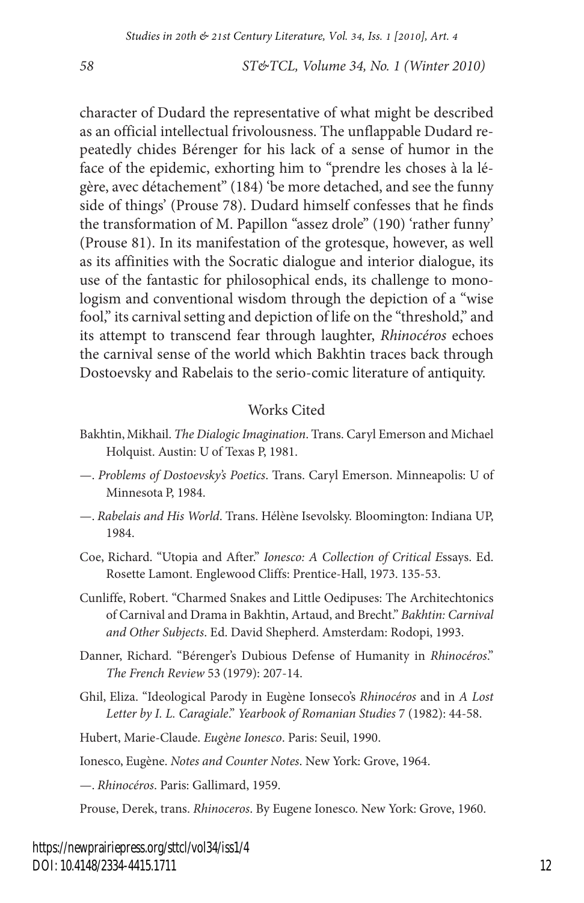character of Dudard the representative of what might be described as an official intellectual frivolousness. The unflappable Dudard repeatedly chides Bérenger for his lack of a sense of humor in the face of the epidemic, exhorting him to "prendre les choses à la légère, avec détachement" (184) 'be more detached, and see the funny side of things' (Prouse 78). Dudard himself confesses that he finds the transformation of M. Papillon "assez drole" (190) 'rather funny' (Prouse 81). In its manifestation of the grotesque, however, as well as its affinities with the Socratic dialogue and interior dialogue, its use of the fantastic for philosophical ends, its challenge to monologism and conventional wisdom through the depiction of a "wise fool," its carnival setting and depiction of life on the "threshold," and its attempt to transcend fear through laughter, *Rhinocéros* echoes the carnival sense of the world which Bakhtin traces back through Dostoevsky and Rabelais to the serio-comic literature of antiquity.

## Works Cited

Bakhtin, Mikhail. *The Dialogic Imagination*. Trans. Caryl Emerson and Michael Holquist. Austin: U of Texas P, 1981.

—. *Problems of Dostoevsky's Poetics*. Trans. Caryl Emerson. Minneapolis: U of Minnesota P, 1984.

—. *Rabelais and His World*. Trans. Hélène Isevolsky. Bloomington: Indiana UP, 1984.

Coe, Richard. "Utopia and After." *Ionesco: A Collection of Critical E*ssays. Ed. Rosette Lamont. Englewood Cliffs: Prentice-Hall, 1973. 135-53.

Cunliffe, Robert. "Charmed Snakes and Little Oedipuses: The Architechtonics of Carnival and Drama in Bakhtin, Artaud, and Brecht." *Bakhtin: Carnival and Other Subjects*. Ed. David Shepherd. Amsterdam: Rodopi, 1993.

Danner, Richard. "Bérenger's Dubious Defense of Humanity in *Rhinocéros*." *The French Review* 53 (1979): 207-14.

Ghil, Eliza. "Ideological Parody in Eugène Ionseco's *Rhinocéros* and in *A Lost Letter by I. L. Caragiale*." *Yearbook of Romanian Studies* 7 (1982): 44-58.

Hubert, Marie-Claude. *Eugène Ionesco*. Paris: Seuil, 1990.

Ionesco, Eugène. *Notes and Counter Notes*. New York: Grove, 1964.

—. *Rhinocéros*. Paris: Gallimard, 1959.

Prouse, Derek, trans. *Rhinoceros*. By Eugene Ionesco. New York: Grove, 1960.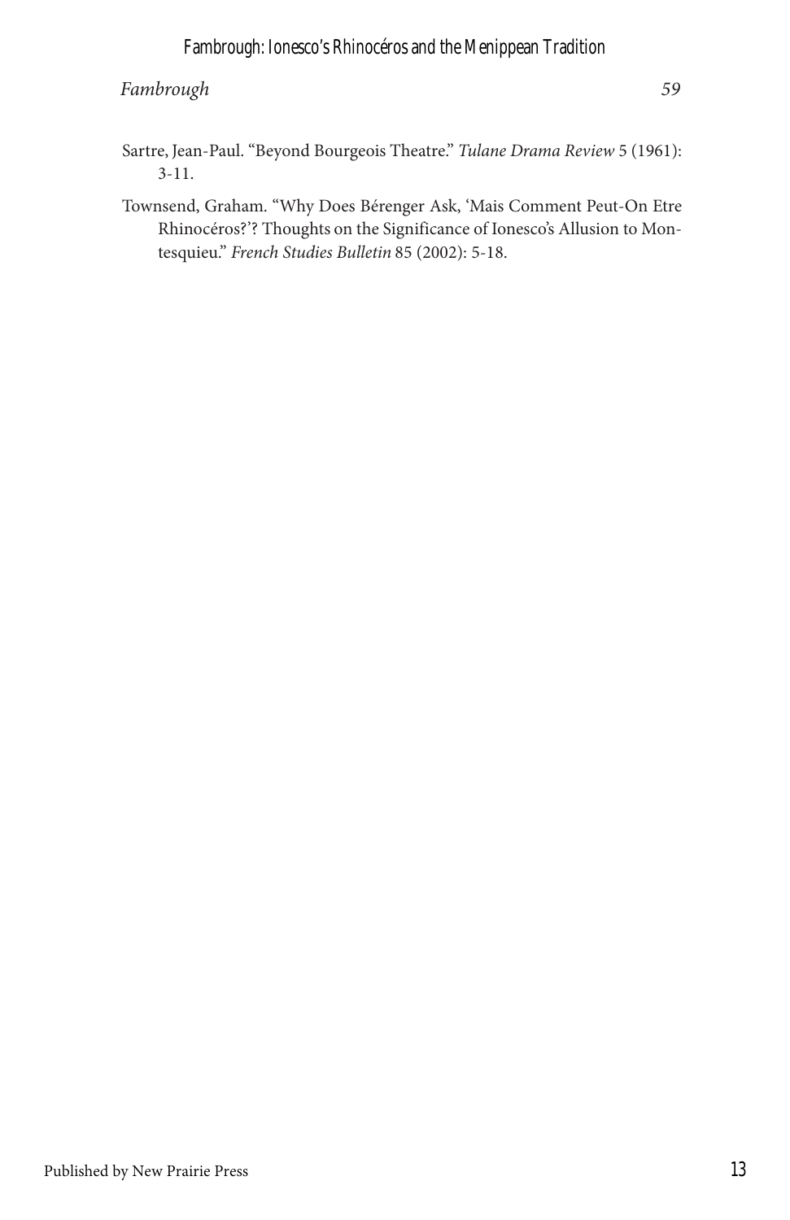Sartre, Jean-Paul. "Beyond Bourgeois Theatre." *Tulane Drama Review* 5 (1961): 3-11.

Townsend, Graham. "Why Does Bérenger Ask, 'Mais Comment Peut-On Etre Rhinocéros?'? Thoughts on the Significance of Ionesco's Allusion to Montesquieu." *French Studies Bulletin* 85 (2002): 5-18.